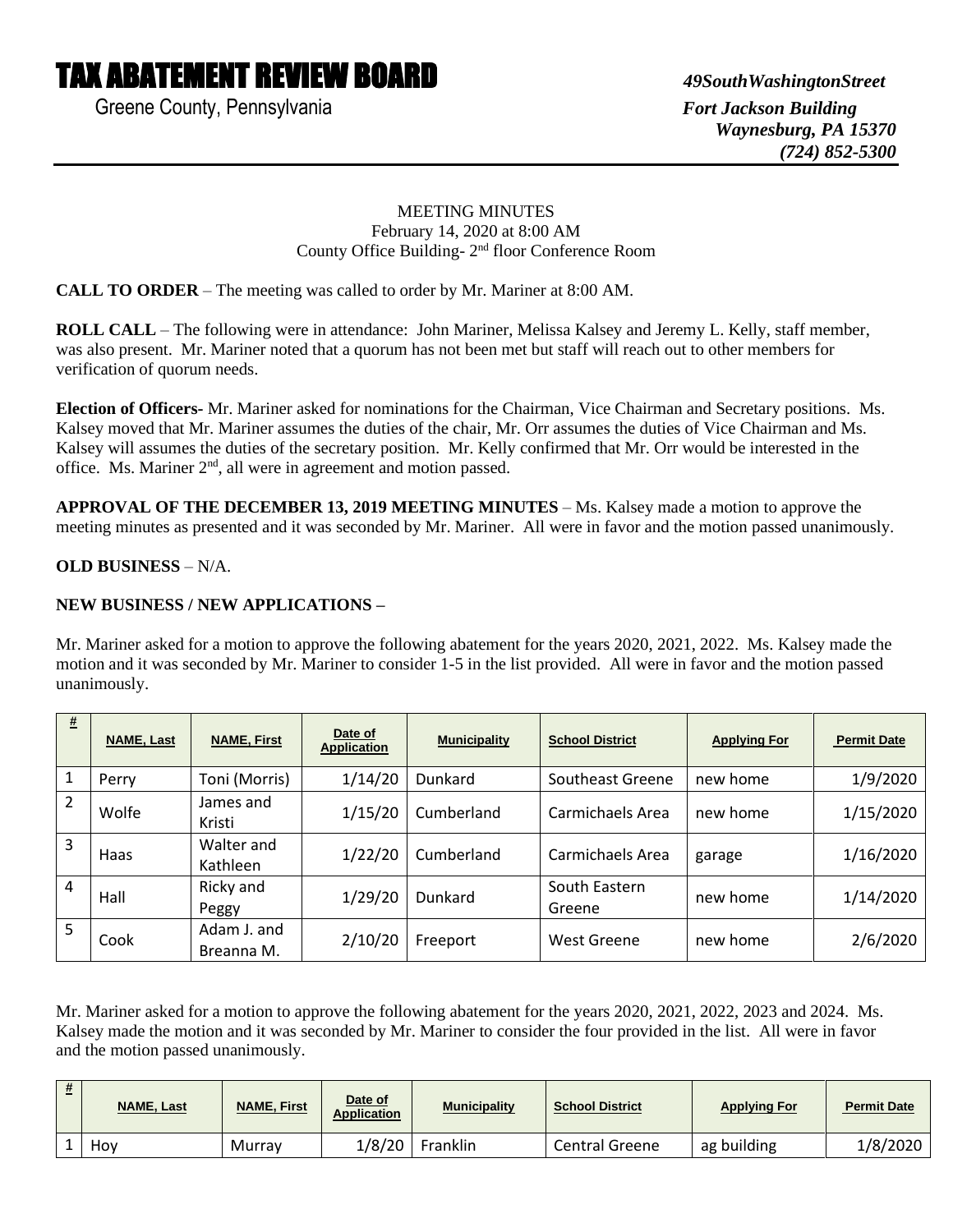# TAX ABATEMENT REVIEW BOARD

Greene County, Pennsylvania

*49SouthWashingtonStreet*
*Fort Jackson Building*
*Waynesburg, PA 15370*
*(724) 852-5300*

MEETING MINUTES
February 14, 2020 at 8:00 AM
County Office Building- 2nd floor Conference Room

**CALL TO ORDER** – The meeting was called to order by Mr. Mariner at 8:00 AM.

**ROLL CALL** – The following were in attendance: John Mariner, Melissa Kalsey and Jeremy L. Kelly, staff member, was also present. Mr. Mariner noted that a quorum has not been met but staff will reach out to other members for verification of quorum needs.

**Election of Officers-** Mr. Mariner asked for nominations for the Chairman, Vice Chairman and Secretary positions. Ms. Kalsey moved that Mr. Mariner assumes the duties of the chair, Mr. Orr assumes the duties of Vice Chairman and Ms. Kalsey will assumes the duties of the secretary position. Mr. Kelly confirmed that Mr. Orr would be interested in the office. Ms. Mariner 2nd, all were in agreement and motion passed.

**APPROVAL OF THE DECEMBER 13, 2019 MEETING MINUTES** – Ms. Kalsey made a motion to approve the meeting minutes as presented and it was seconded by Mr. Mariner. All were in favor and the motion passed unanimously.

**OLD BUSINESS** – N/A.

**NEW BUSINESS / NEW APPLICATIONS –**

Mr. Mariner asked for a motion to approve the following abatement for the years 2020, 2021, 2022. Ms. Kalsey made the motion and it was seconded by Mr. Mariner to consider 1-5 in the list provided. All were in favor and the motion passed unanimously.

| # | NAME, Last | NAME, First | Date of Application | Municipality | School District | Applying For | Permit Date |
|---|---|---|---|---|---|---|---|
| 1 | Perry | Toni (Morris) | 1/14/20 | Dunkard | Southeast Greene | new home | 1/9/2020 |
| 2 | Wolfe | James and Kristi | 1/15/20 | Cumberland | Carmichaels Area | new home | 1/15/2020 |
| 3 | Haas | Walter and Kathleen | 1/22/20 | Cumberland | Carmichaels Area | garage | 1/16/2020 |
| 4 | Hall | Ricky and Peggy | 1/29/20 | Dunkard | South Eastern Greene | new home | 1/14/2020 |
| 5 | Cook | Adam J. and Breanna M. | 2/10/20 | Freeport | West Greene | new home | 2/6/2020 |

Mr. Mariner asked for a motion to approve the following abatement for the years 2020, 2021, 2022, 2023 and 2024. Ms. Kalsey made the motion and it was seconded by Mr. Mariner to consider the four provided in the list. All were in favor and the motion passed unanimously.

| # | NAME, Last | NAME, First | Date of Application | Municipality | School District | Applying For | Permit Date |
|---|---|---|---|---|---|---|---|
| 1 | Hoy | Murray | 1/8/20 | Franklin | Central Greene | ag building | 1/8/2020 |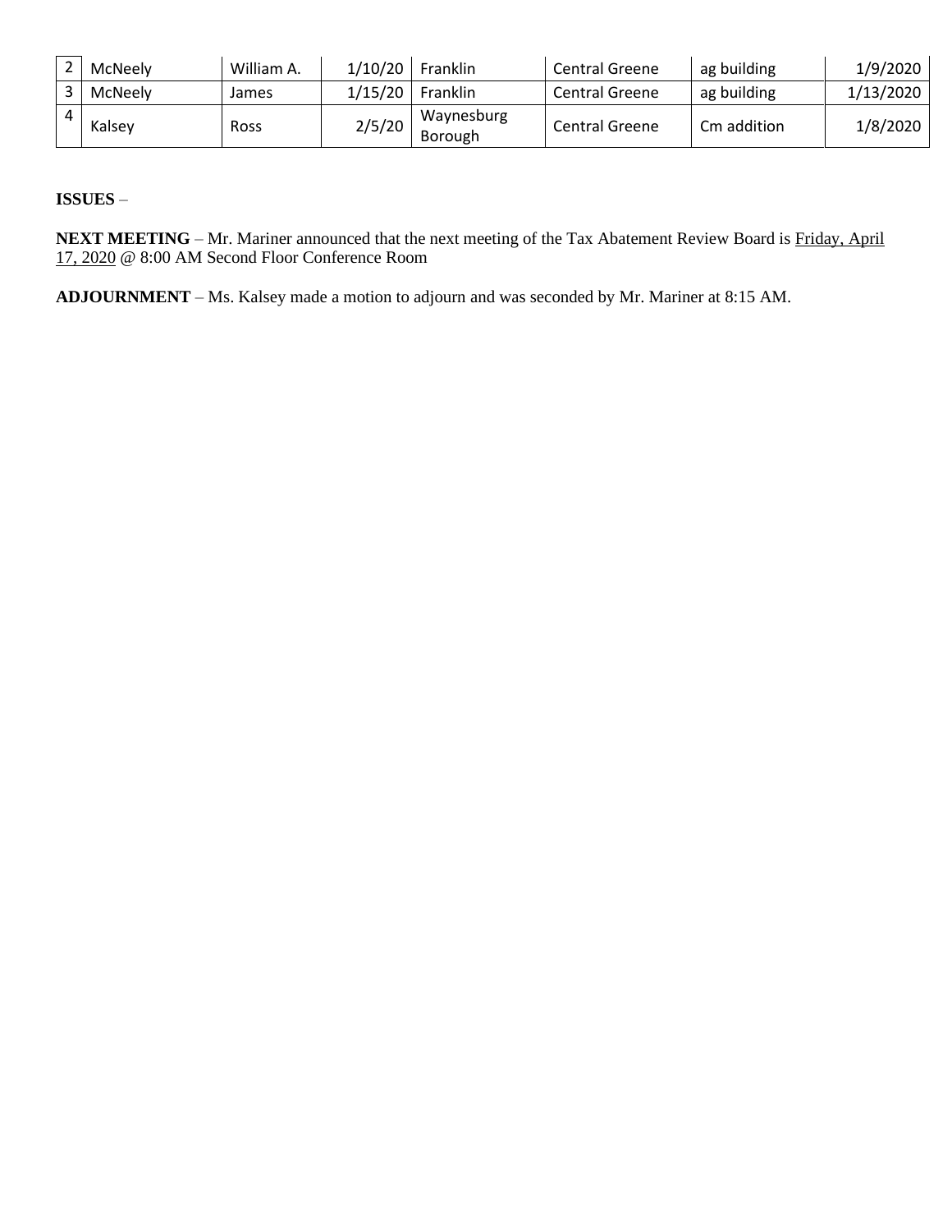| | | | | | | | |
|---|---|---|---|---|---|---|---|
| 2 | McNeely | William A. | 1/10/20 | Franklin | Central Greene | ag building | 1/9/2020 |
| 3 | McNeely | James | 1/15/20 | Franklin | Central Greene | ag building | 1/13/2020 |
| 4 | Kalsey | Ross | 2/5/20 | Waynesburg Borough | Central Greene | Cm addition | 1/8/2020 |

**ISSUES** –

**NEXT MEETING** – Mr. Mariner announced that the next meeting of the Tax Abatement Review Board is Friday, April 17, 2020 @ 8:00 AM Second Floor Conference Room

**ADJOURNMENT** – Ms. Kalsey made a motion to adjourn and was seconded by Mr. Mariner at 8:15 AM.